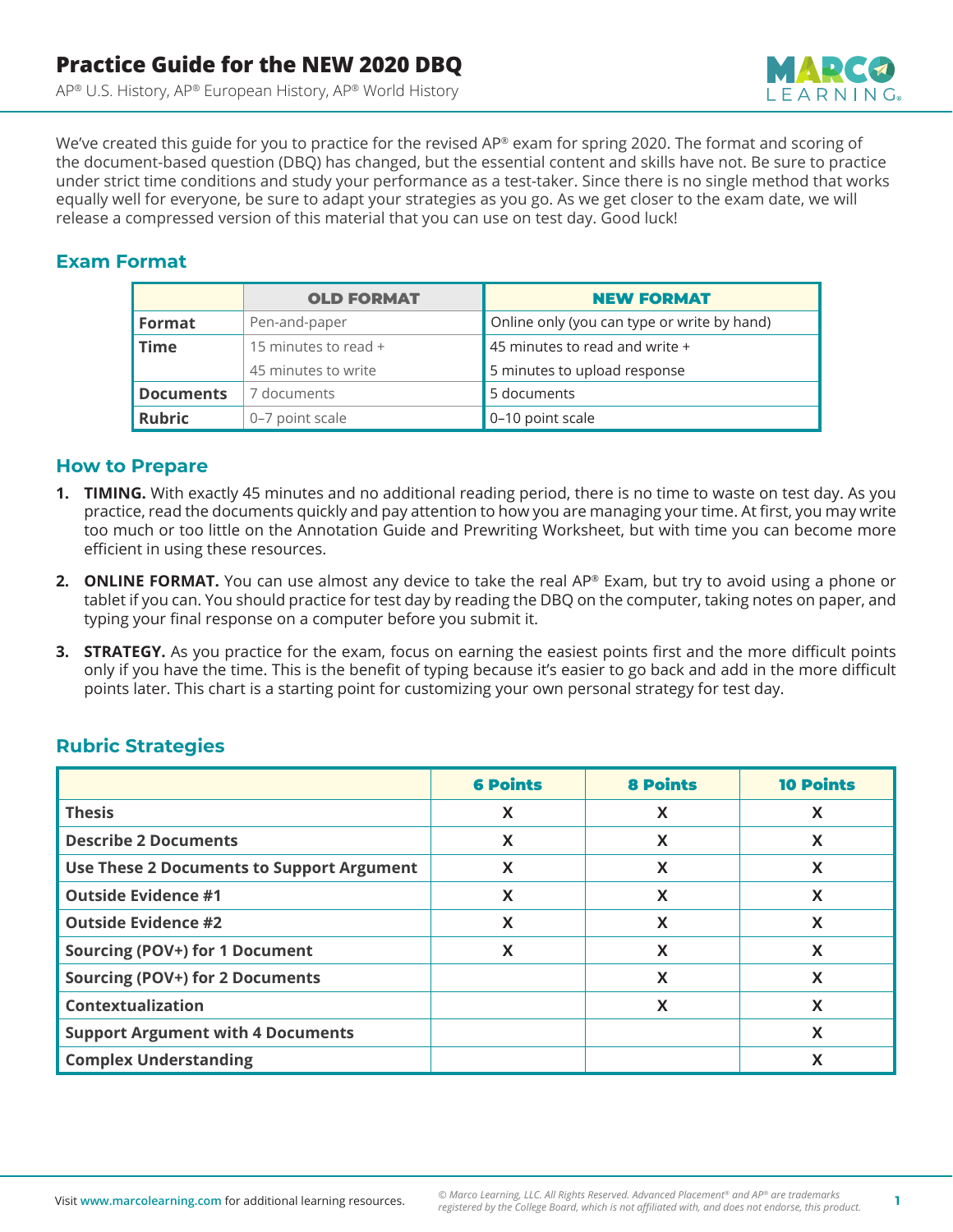# Practice Guide for the NEW 2020 DBQ

AP® U.S. History, AP® European History, AP® World History

We've created this guide for you to practice for the revised AP® exam for spring 2020. The format and scoring of the document-based question (DBQ) has changed, but the essential content and skills have not. Be sure to practice under strict time conditions and study your performance as a test-taker. Since there is no single method that works equally well for everyone, be sure to adapt your strategies as you go. As we get closer to the exam date, we will release a compressed version of this material that you can use on test day. Good luck!

## Exam Format

| | OLD FORMAT | NEW FORMAT |
|---|---|---|
| **Format** | Pen-and-paper | Online only (you can type or write by hand) |
| **Time** | 15 minutes to read + 45 minutes to write | 45 minutes to read and write + 5 minutes to upload response |
| **Documents** | 7 documents | 5 documents |
| **Rubric** | 0–7 point scale | 0–10 point scale |

## How to Prepare

1. **TIMING.** With exactly 45 minutes and no additional reading period, there is no time to waste on test day. As you practice, read the documents quickly and pay attention to how you are managing your time. At first, you may write too much or too little on the Annotation Guide and Prewriting Worksheet, but with time you can become more efficient in using these resources.
2. **ONLINE FORMAT.** You can use almost any device to take the real AP® Exam, but try to avoid using a phone or tablet if you can. You should practice for test day by reading the DBQ on the computer, taking notes on paper, and typing your final response on a computer before you submit it.
3. **STRATEGY.** As you practice for the exam, focus on earning the easiest points first and the more difficult points only if you have the time. This is the benefit of typing because it's easier to go back and add in the more difficult points later. This chart is a starting point for customizing your own personal strategy for test day.

## Rubric Strategies

| | 6 Points | 8 Points | 10 Points |
|---|---|---|---|
| **Thesis** | X | X | X |
| **Describe 2 Documents** | X | X | X |
| **Use These 2 Documents to Support Argument** | X | X | X |
| **Outside Evidence #1** | X | X | X |
| **Outside Evidence #2** | X | X | X |
| **Sourcing (POV+) for 1 Document** | X | X | X |
| **Sourcing (POV+) for 2 Documents** | | X | X |
| **Contextualization** | | X | X |
| **Support Argument with 4 Documents** | | | X |
| **Complex Understanding** | | | X |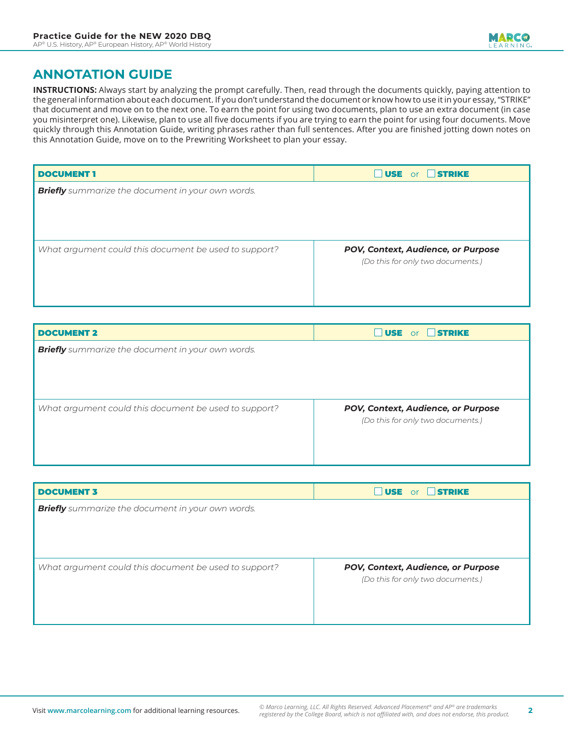## ANNOTATION GUIDE

**INSTRUCTIONS:** Always start by analyzing the prompt carefully. Then, read through the documents quickly, paying attention to the general information about each document. If you don't understand the document or know how to use it in your essay, "STRIKE" that document and move on to the next one. To earn the point for using two documents, plan to use an extra document (in case you misinterpret one). Likewise, plan to use all five documents if you are trying to earn the point for using four documents. Move quickly through this Annotation Guide, writing phrases rather than full sentences. After you are finished jotting down notes on this Annotation Guide, move on to the Prewriting Worksheet to plan your essay.

| **DOCUMENT 1** | ☐ **USE** or ☐ **STRIKE** |
|---|---|
| ***Briefly*** *summarize the document in your own words.* | |
| *What argument could this document be used to support?* | ***POV, Context, Audience, or Purpose*** *(Do this for only two documents.)* |

| **DOCUMENT 2** | ☐ **USE** or ☐ **STRIKE** |
|---|---|
| ***Briefly*** *summarize the document in your own words.* | |
| *What argument could this document be used to support?* | ***POV, Context, Audience, or Purpose*** *(Do this for only two documents.)* |

| **DOCUMENT 3** | ☐ **USE** or ☐ **STRIKE** |
|---|---|
| ***Briefly*** *summarize the document in your own words.* | |
| *What argument could this document be used to support?* | ***POV, Context, Audience, or Purpose*** *(Do this for only two documents.)* |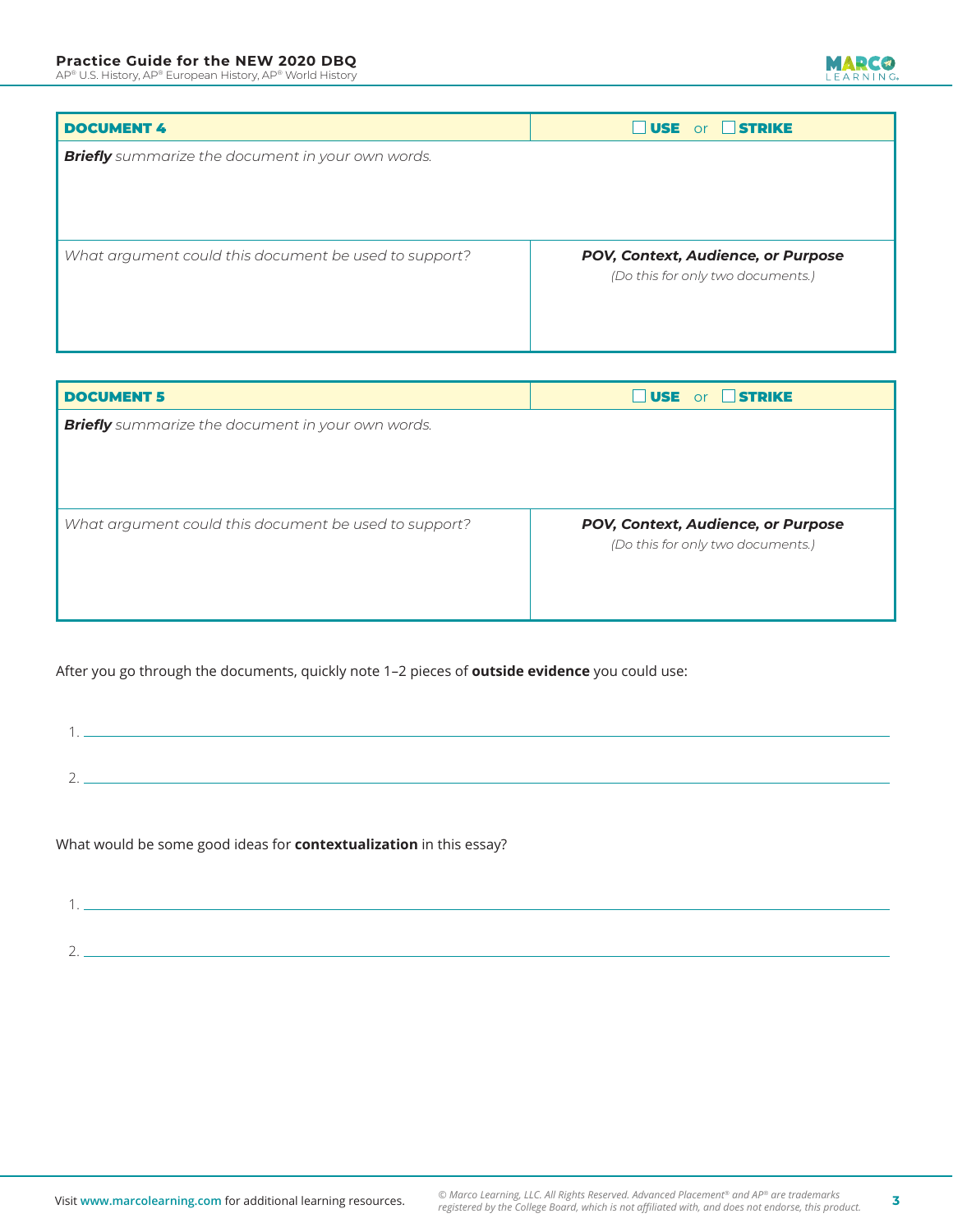| DOCUMENT 4 | ☐ USE or ☐ STRIKE |
|---|---|
| ***Briefly** summarize the document in your own words.* | |
| *What argument could this document be used to support?* | ***POV, Context, Audience, or Purpose*** *(Do this for only two documents.)* |

| DOCUMENT 5 | ☐ USE or ☐ STRIKE |
|---|---|
| ***Briefly** summarize the document in your own words.* | |
| *What argument could this document be used to support?* | ***POV, Context, Audience, or Purpose*** *(Do this for only two documents.)* |

After you go through the documents, quickly note 1–2 pieces of **outside evidence** you could use:

1. ______________________________

2. ______________________________

What would be some good ideas for **contextualization** in this essay?

1. ______________________________

2. ______________________________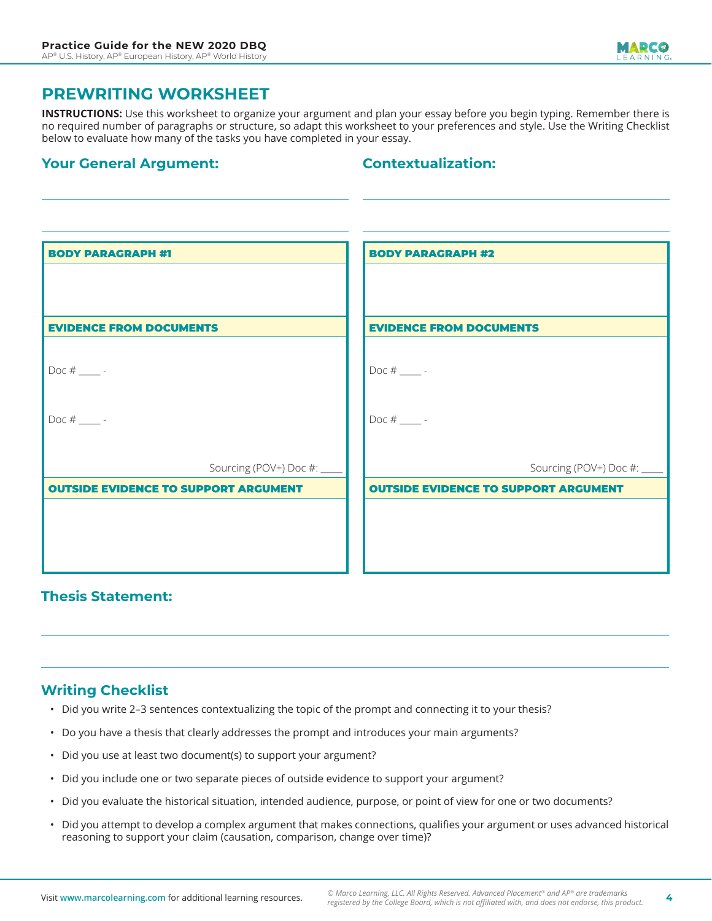## PREWRITING WORKSHEET

**INSTRUCTIONS:** Use this worksheet to organize your argument and plan your essay before you begin typing. Remember there is no required number of paragraphs or structure, so adapt this worksheet to your preferences and style. Use the Writing Checklist below to evaluate how many of the tasks you have completed in your essay.

### Your General Argument:

### Contextualization:

**BODY PARAGRAPH #1**

**EVIDENCE FROM DOCUMENTS**

Doc # ____ -

Doc # ____ -

Sourcing (POV+) Doc #: ____

**OUTSIDE EVIDENCE TO SUPPORT ARGUMENT**

**BODY PARAGRAPH #2**

**EVIDENCE FROM DOCUMENTS**

Doc # ____ -

Doc # ____ -

Sourcing (POV+) Doc #: ____

**OUTSIDE EVIDENCE TO SUPPORT ARGUMENT**

### Thesis Statement:

### Writing Checklist

- Did you write 2–3 sentences contextualizing the topic of the prompt and connecting it to your thesis?
- Do you have a thesis that clearly addresses the prompt and introduces your main arguments?
- Did you use at least two document(s) to support your argument?
- Did you include one or two separate pieces of outside evidence to support your argument?
- Did you evaluate the historical situation, intended audience, purpose, or point of view for one or two documents?
- Did you attempt to develop a complex argument that makes connections, qualifies your argument or uses advanced historical reasoning to support your claim (causation, comparison, change over time)?